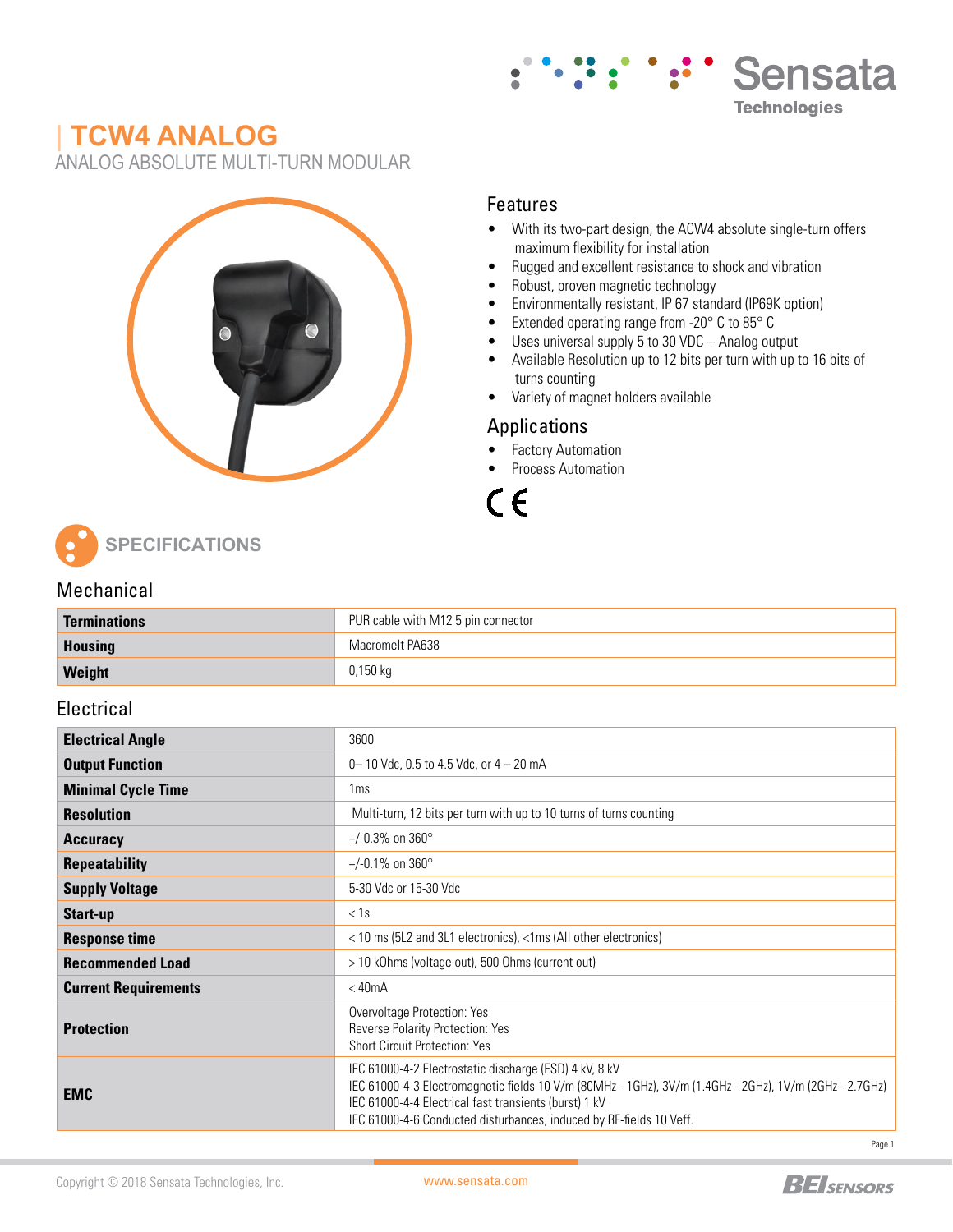# | TCW4 ANALOG

ANALOG ABSOLUTE MULTI-TURN MODULAR

## Features

- With its two-part design, the ACW4 absolute single-turn offers maximum flexibility for installation
- Rugged and excellent resistance to shock and vibration
- Robust, proven magnetic technology
- Environmentally resistant, IP 67 standard (IP69K option)
- Extended operating range from -20° C to 85° C
- Uses universal supply 5 to 30 VDC – Analog output
- Available Resolution up to 12 bits per turn with up to 16 bits of turns counting
- Variety of magnet holders available

## Applications

- Factory Automation
- Process Automation

CE

## SPECIFICATIONS

### Mechanical

| | |
|---|---|
| **Terminations** | PUR cable with M12 5 pin connector |
| **Housing** | Macromelt PA638 |
| **Weight** | 0,150 kg |

### Electrical

| | |
|---|---|
| **Electrical Angle** | 3600 |
| **Output Function** | 0– 10 Vdc, 0.5 to 4.5 Vdc, or 4 – 20 mA |
| **Minimal Cycle Time** | 1ms |
| **Resolution** | Multi-turn, 12 bits per turn with up to 10 turns of turns counting |
| **Accuracy** | +/-0.3% on 360° |
| **Repeatability** | +/-0.1% on 360° |
| **Supply Voltage** | 5-30 Vdc or 15-30 Vdc |
| **Start-up** | < 1s |
| **Response time** | < 10 ms (5L2 and 3L1 electronics), <1ms (All other electronics) |
| **Recommended Load** | > 10 kOhms (voltage out), 500 Ohms (current out) |
| **Current Requirements** | < 40mA |
| **Protection** | Overvoltage Protection: Yes<br>Reverse Polarity Protection: Yes<br>Short Circuit Protection: Yes |
| **EMC** | IEC 61000-4-2 Electrostatic discharge (ESD) 4 kV, 8 kV<br>IEC 61000-4-3 Electromagnetic fields 10 V/m (80MHz - 1GHz), 3V/m (1.4GHz - 2GHz), 1V/m (2GHz - 2.7GHz)<br>IEC 61000-4-4 Electrical fast transients (burst) 1 kV<br>IEC 61000-4-6 Conducted disturbances, induced by RF-fields 10 Veff. |

Copyright © 2018 Sensata Technologies, Inc. www.sensata.com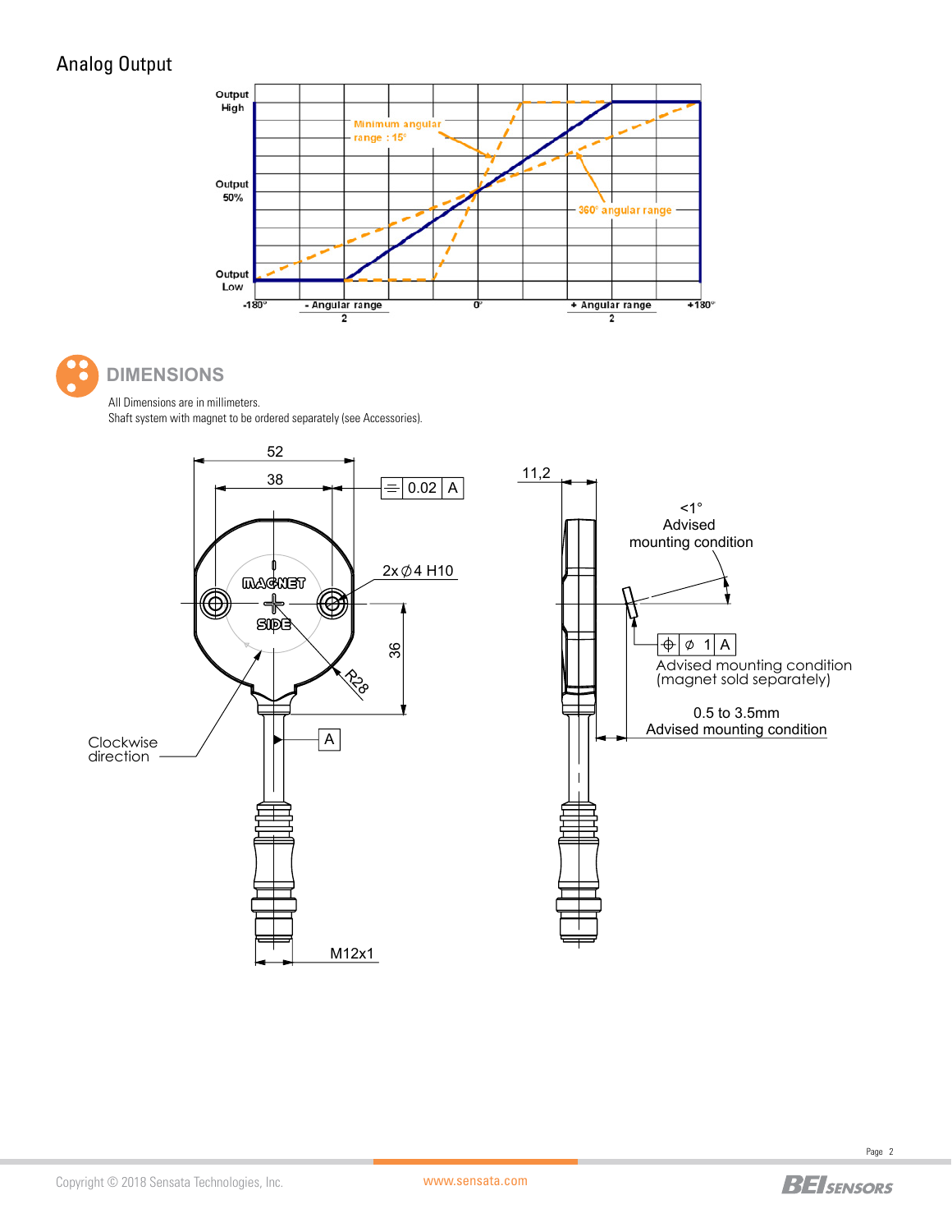## Analog Output

Output High

Output 50%

Output Low

Minimum angular range : 15°

360° angular range

-180° | - Angular range / 2 | 0° | + Angular range / 2 | +180°

## DIMENSIONS

All Dimensions are in millimeters.
Shaft system with magnet to be ordered separately (see Accessories).

52

38

0.02 | A

2x ∅4 H10

MAGNET SIDE

36

R28

A

Clockwise direction

M12x1

11,2

<1°
Advised mounting condition

∅ 1 | A
Advised mounting condition
(magnet sold separately)

0.5 to 3.5mm
Advised mounting condition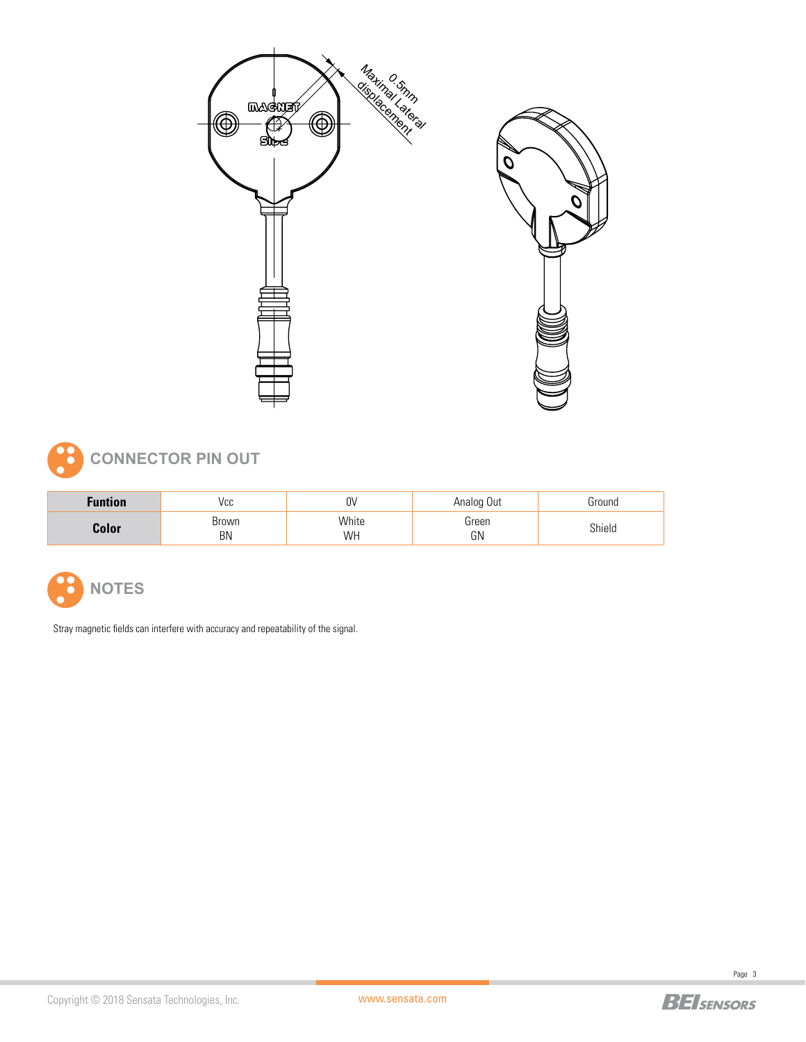## CONNECTOR PIN OUT

| Funtion | Vcc | 0V | Analog Out | Ground |
|---|---|---|---|---|
| Color | Brown<br>BN | White<br>WH | Green<br>GN | Shield |

## NOTES

Stray magnetic fields can interfere with accuracy and repeatability of the signal.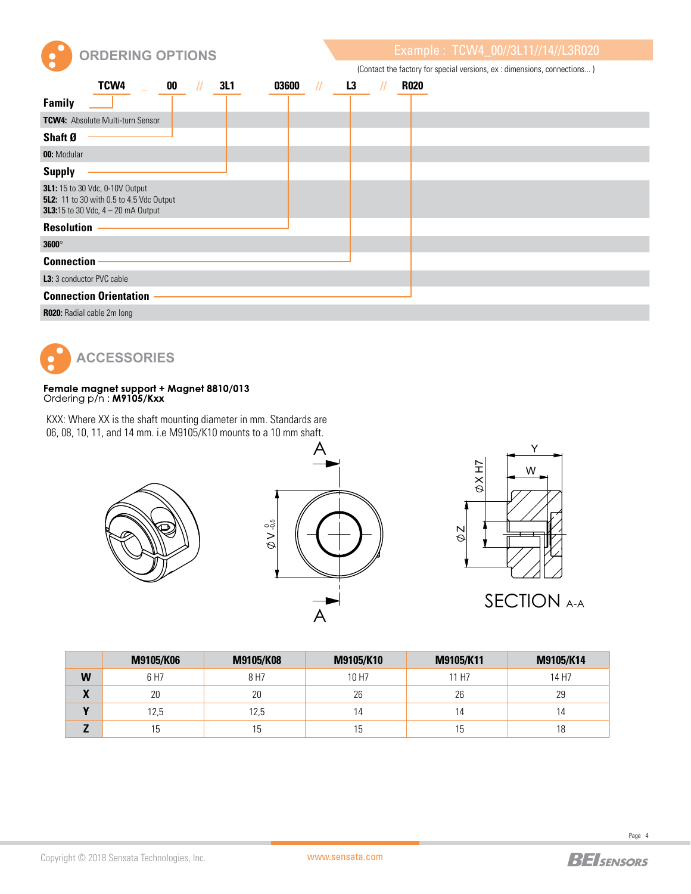## ORDERING OPTIONS

Example : TCW4_00//3L11//14//L3R020

(Contact the factory for special versions, ex : dimensions, connections... )

TCW4 _ 00 // 3L1 03600 // L3 // R020

**Family**

**TCW4:** Absolute Multi-turn Sensor

**Shaft Ø**

**00:** Modular

**Supply**

**3L1:** 15 to 30 Vdc, 0-10V Output
**5L2:** 11 to 30 with 0.5 to 4.5 Vdc Output
**3L3:** 15 to 30 Vdc, 4 – 20 mA Output

**Resolution**

**3600°**

**Connection**

**L3:** 3 conductor PVC cable

**Connection Orientation**

**R020:** Radial cable 2m long

## ACCESSORIES

**Female magnet support + Magnet 8810/013**
Ordering p/n : **M9105/Kxx**

KXX: Where XX is the shaft mounting diameter in mm. Standards are 06, 08, 10, 11, and 14 mm. i.e M9105/K10 mounts to a 10 mm shaft.

A

$\varnothing V^{\ 0}_{-0.5}$

A

Y

W

$\varnothing X$ H7

$\varnothing Z$

SECTION A-A

| | M9105/K06 | M9105/K08 | M9105/K10 | M9105/K11 | M9105/K14 |
|---|---|---|---|---|---|
| **W** | 6 H7 | 8 H7 | 10 H7 | 11 H7 | 14 H7 |
| **X** | 20 | 20 | 26 | 26 | 29 |
| **Y** | 12,5 | 12,5 | 14 | 14 | 14 |
| **Z** | 15 | 15 | 15 | 15 | 18 |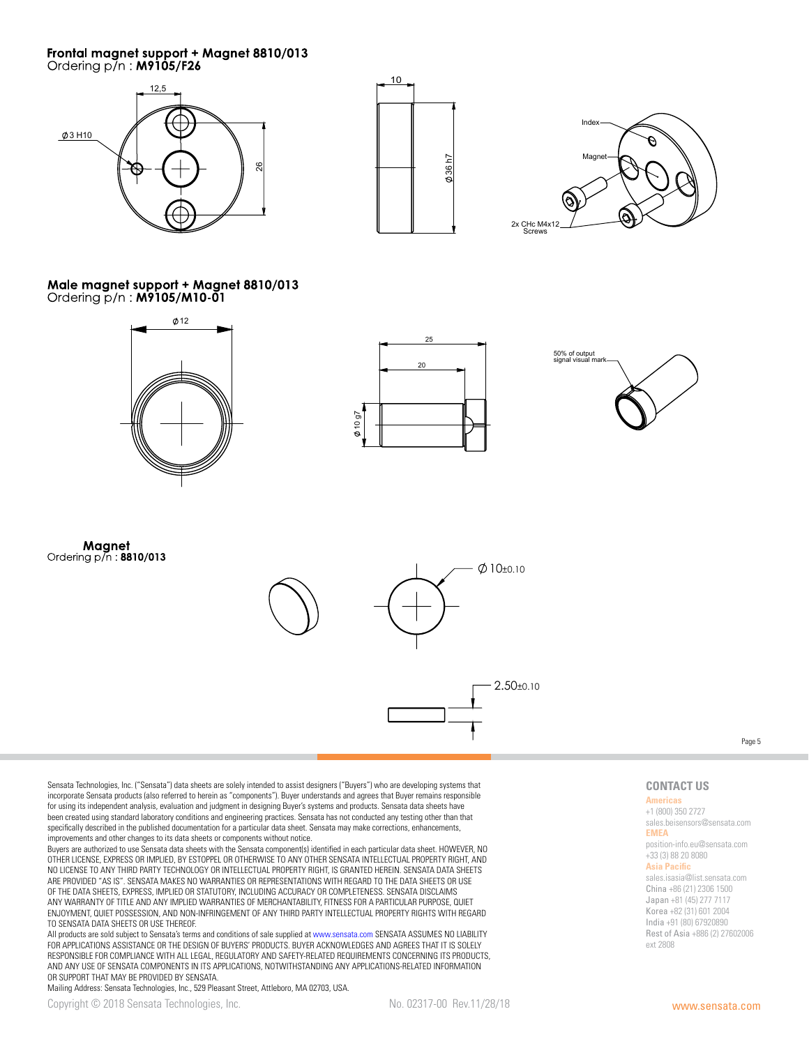## Frontal magnet support + Magnet 8810/013

Ordering p/n : **M9105/F26**

12,5

Ø3 H10

26

10

Ø36 h7

Index

Magnet

2x CHc M4x12 Screws

## Male magnet support + Magnet 8810/013

Ordering p/n : **M9105/M10-01**

Ø12

25

20

Ø10 g7

50% of output signal visual mark

## Magnet

Ordering p/n : **8810/013**

Ø 10±0.10

2.50±0.10

---

Sensata Technologies, Inc. ("Sensata") data sheets are solely intended to assist designers ("Buyers") who are developing systems that incorporate Sensata products (also referred to herein as "components"). Buyer understands and agrees that Buyer remains responsible for using its independent analysis, evaluation and judgment in designing Buyer's systems and products. Sensata data sheets have been created using standard laboratory conditions and engineering practices. Sensata has not conducted any testing other than that specifically described in the published documentation for a particular data sheet. Sensata may make corrections, enhancements, improvements and other changes to its data sheets or components without notice.

Buyers are authorized to use Sensata data sheets with the Sensata component(s) identified in each particular data sheet. HOWEVER, NO OTHER LICENSE, EXPRESS OR IMPLIED, BY ESTOPPEL OR OTHERWISE TO ANY OTHER SENSATA INTELLECTUAL PROPERTY RIGHT, AND NO LICENSE TO ANY THIRD PARTY TECHNOLOGY OR INTELLECTUAL PROPERTY RIGHT, IS GRANTED HEREIN. SENSATA DATA SHEETS ARE PROVIDED "AS IS". SENSATA MAKES NO WARRANTIES OR REPRESENTATIONS WITH REGARD TO THE DATA SHEETS OR USE OF THE DATA SHEETS, EXPRESS, IMPLIED OR STATUTORY, INCLUDING ACCURACY OR COMPLETENESS. SENSATA DISCLAIMS ANY WARRANTY OF TITLE AND ANY IMPLIED WARRANTIES OF MERCHANTABILITY, FITNESS FOR A PARTICULAR PURPOSE, QUIET ENJOYMENT, QUIET POSSESSION, AND NON-INFRINGEMENT OF ANY THIRD PARTY INTELLECTUAL PROPERTY RIGHTS WITH REGARD TO SENSATA DATA SHEETS OR USE THEREOF.

All products are sold subject to Sensata's terms and conditions of sale supplied at www.sensata.com SENSATA ASSUMES NO LIABILITY FOR APPLICATIONS ASSISTANCE OR THE DESIGN OF BUYERS' PRODUCTS. BUYER ACKNOWLEDGES AND AGREES THAT IT IS SOLELY RESPONSIBLE FOR COMPLIANCE WITH ALL LEGAL, REGULATORY AND SAFETY-RELATED REQUIREMENTS CONCERNING ITS PRODUCTS, AND ANY USE OF SENSATA COMPONENTS IN ITS APPLICATIONS, NOTWITHSTANDING ANY APPLICATIONS-RELATED INFORMATION OR SUPPORT THAT MAY BE PROVIDED BY SENSATA.

Mailing Address: Sensata Technologies, Inc., 529 Pleasant Street, Attleboro, MA 02703, USA.

### CONTACT US

**Americas**
+1 (800) 350 2727
sales.beisensors@sensata.com

**EMEA**
position-info.eu@sensata.com
+33 (3) 88 20 8080

**Asia Pacific**
sales.isasia@list.sensata.com
China +86 (21) 2306 1500
Japan +81 (45) 277 7117
Korea +82 (31) 601 2004
India +91 (80) 67920890
Rest of Asia +886 (2) 27602006 ext 2808

Copyright © 2018 Sensata Technologies, Inc.

No. 02317-00 Rev.11/28/18

www.sensata.com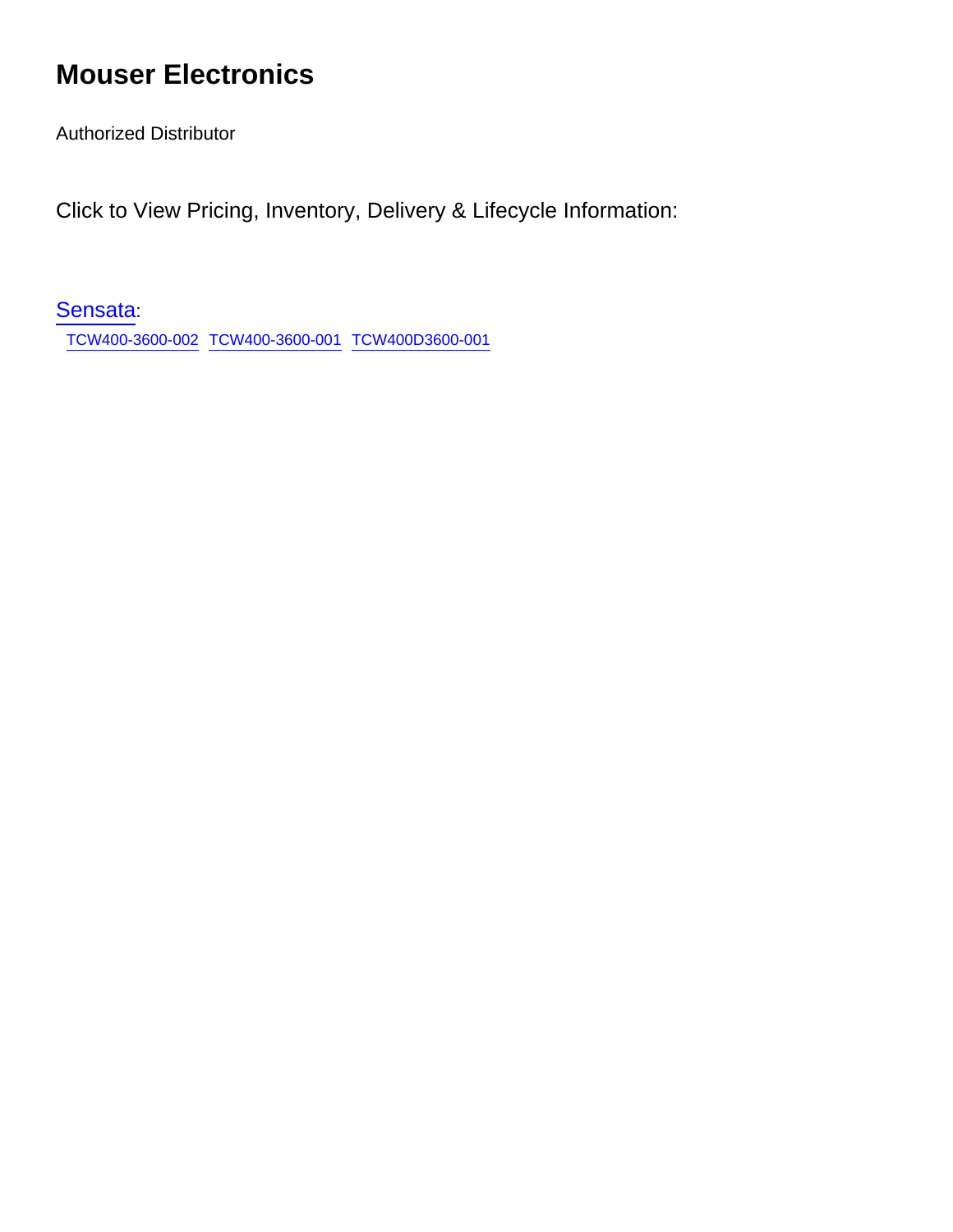# Mouser Electronics

Authorized Distributor

Click to View Pricing, Inventory, Delivery & Lifecycle Information:

Sensata:

TCW400-3600-002 TCW400-3600-001 TCW400D3600-001